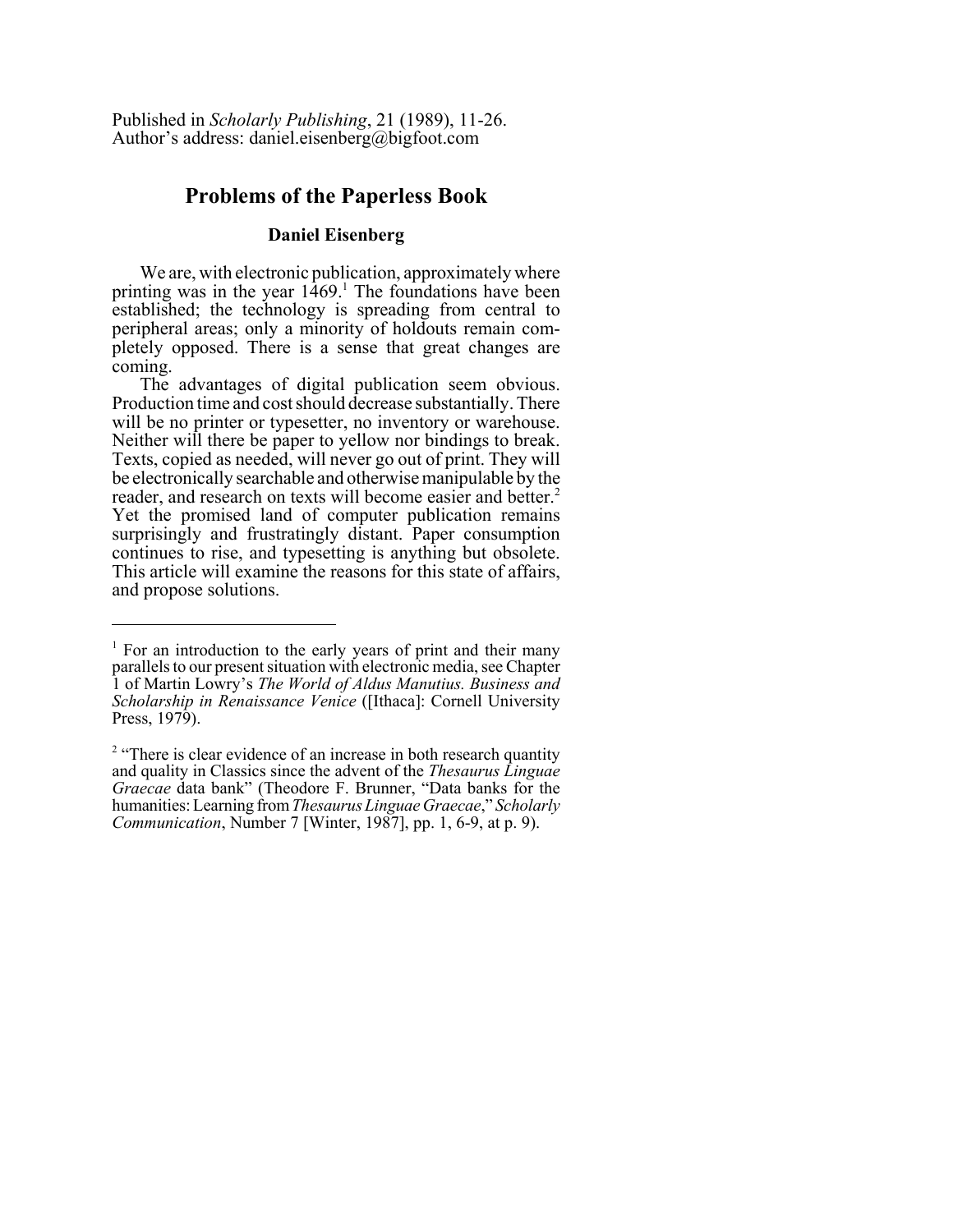Published in *Scholarly Publishing*, 21 (1989), 11-26.
Author's address: daniel.eisenberg@bigfoot.com

# Problems of the Paperless Book

**Daniel Eisenberg**

We are, with electronic publication, approximately where printing was in the year 1469.[1] The foundations have been established; the technology is spreading from central to peripheral areas; only a minority of holdouts remain completely opposed. There is a sense that great changes are coming.

The advantages of digital publication seem obvious. Production time and cost should decrease substantially. There will be no printer or typesetter, no inventory or warehouse. Neither will there be paper to yellow nor bindings to break. Texts, copied as needed, will never go out of print. They will be electronically searchable and otherwise manipulable by the reader, and research on texts will become easier and better.[2] Yet the promised land of computer publication remains surprisingly and frustratingly distant. Paper consumption continues to rise, and typesetting is anything but obsolete. This article will examine the reasons for this state of affairs, and propose solutions.

---

[1] For an introduction to the early years of print and their many parallels to our present situation with electronic media, see Chapter 1 of Martin Lowry's *The World of Aldus Manutius. Business and Scholarship in Renaissance Venice* ([Ithaca]: Cornell University Press, 1979).

[2] "There is clear evidence of an increase in both research quantity and quality in Classics since the advent of the *Thesaurus Linguae Graecae* data bank" (Theodore F. Brunner, "Data banks for the humanities: Learning from *Thesaurus Linguae Graecae*," *Scholarly Communication*, Number 7 [Winter, 1987], pp. 1, 6-9, at p. 9).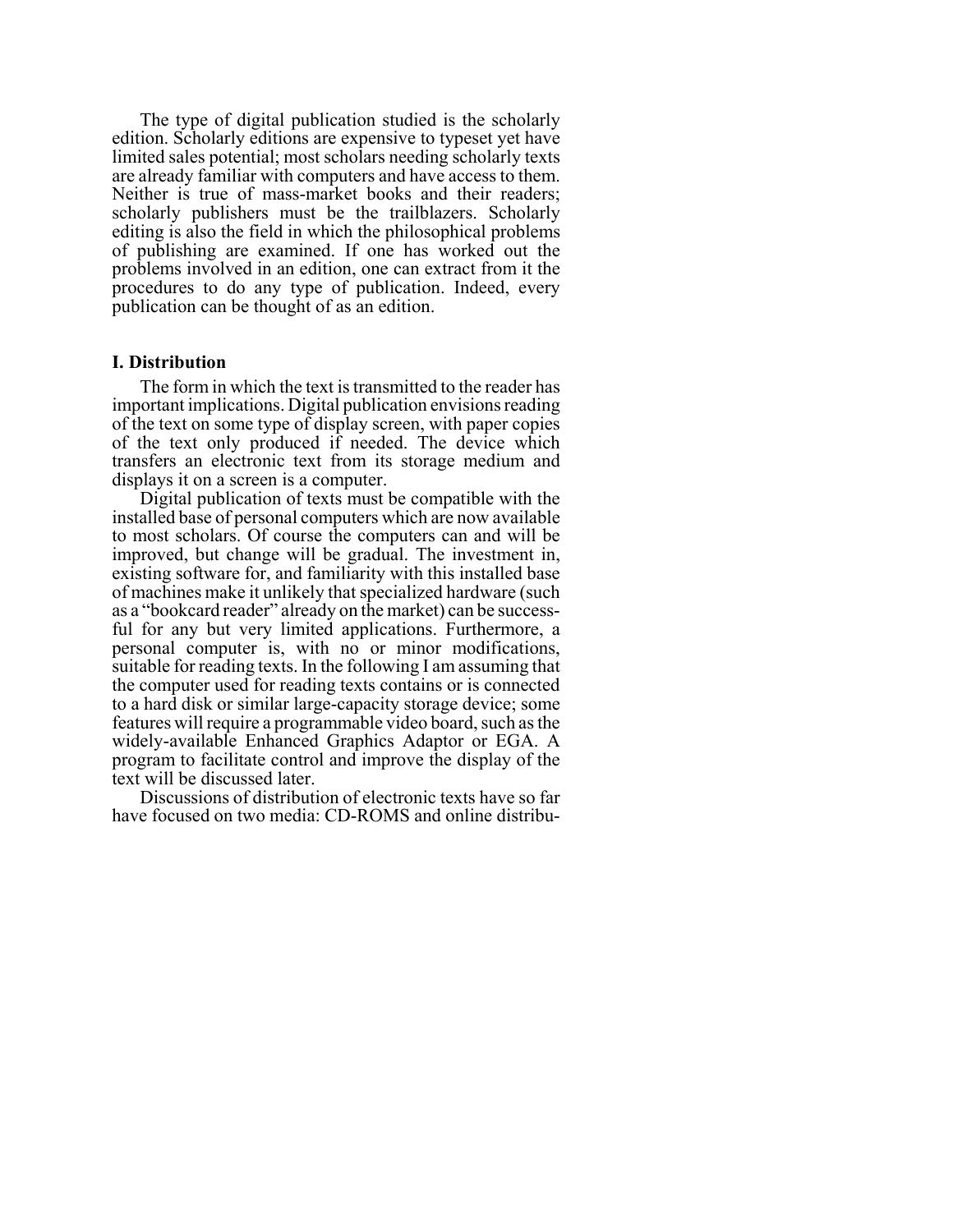The type of digital publication studied is the scholarly edition. Scholarly editions are expensive to typeset yet have limited sales potential; most scholars needing scholarly texts are already familiar with computers and have access to them. Neither is true of mass-market books and their readers; scholarly publishers must be the trailblazers. Scholarly editing is also the field in which the philosophical problems of publishing are examined. If one has worked out the problems involved in an edition, one can extract from it the procedures to do any type of publication. Indeed, every publication can be thought of as an edition.

## I. Distribution

The form in which the text is transmitted to the reader has important implications. Digital publication envisions reading of the text on some type of display screen, with paper copies of the text only produced if needed. The device which transfers an electronic text from its storage medium and displays it on a screen is a computer.

Digital publication of texts must be compatible with the installed base of personal computers which are now available to most scholars. Of course the computers can and will be improved, but change will be gradual. The investment in, existing software for, and familiarity with this installed base of machines make it unlikely that specialized hardware (such as a "bookcard reader" already on the market) can be successful for any but very limited applications. Furthermore, a personal computer is, with no or minor modifications, suitable for reading texts. In the following I am assuming that the computer used for reading texts contains or is connected to a hard disk or similar large-capacity storage device; some features will require a programmable video board, such as the widely-available Enhanced Graphics Adaptor or EGA. A program to facilitate control and improve the display of the text will be discussed later.

Discussions of distribution of electronic texts have so far have focused on two media: CD-ROMS and online distribu-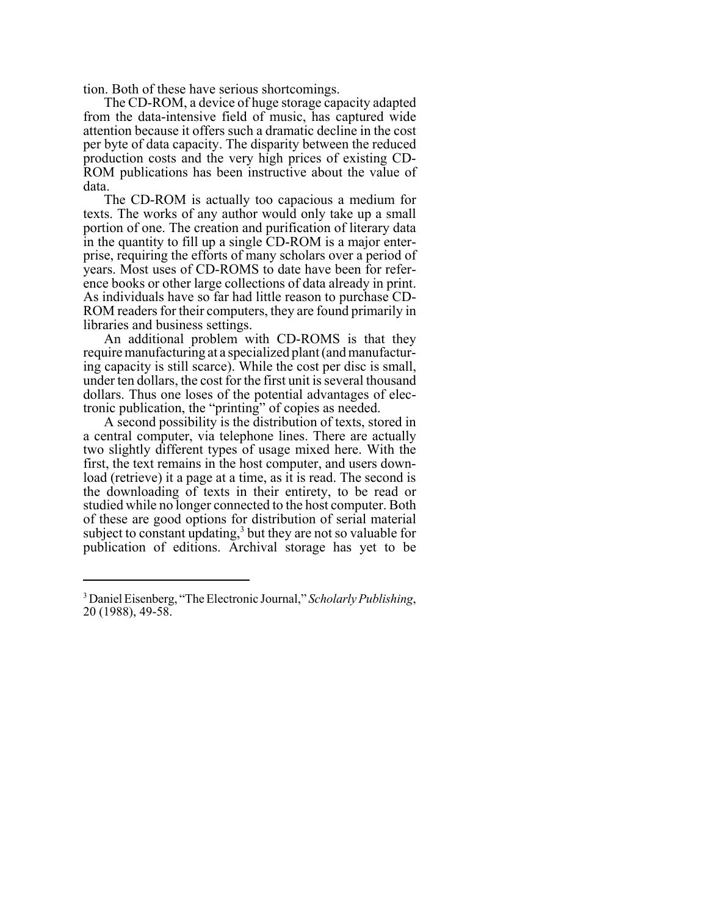tion. Both of these have serious shortcomings.

The CD-ROM, a device of huge storage capacity adapted from the data-intensive field of music, has captured wide attention because it offers such a dramatic decline in the cost per byte of data capacity. The disparity between the reduced production costs and the very high prices of existing CD-ROM publications has been instructive about the value of data.

The CD-ROM is actually too capacious a medium for texts. The works of any author would only take up a small portion of one. The creation and purification of literary data in the quantity to fill up a single CD-ROM is a major enterprise, requiring the efforts of many scholars over a period of years. Most uses of CD-ROMS to date have been for reference books or other large collections of data already in print. As individuals have so far had little reason to purchase CD-ROM readers for their computers, they are found primarily in libraries and business settings.

An additional problem with CD-ROMS is that they require manufacturing at a specialized plant (and manufacturing capacity is still scarce). While the cost per disc is small, under ten dollars, the cost for the first unit is several thousand dollars. Thus one loses of the potential advantages of electronic publication, the "printing" of copies as needed.

A second possibility is the distribution of texts, stored in a central computer, via telephone lines. There are actually two slightly different types of usage mixed here. With the first, the text remains in the host computer, and users download (retrieve) it a page at a time, as it is read. The second is the downloading of texts in their entirety, to be read or studied while no longer connected to the host computer. Both of these are good options for distribution of serial material subject to constant updating,[3] but they are not so valuable for publication of editions. Archival storage has yet to be

---

[3] Daniel Eisenberg, "The Electronic Journal," *Scholarly Publishing*, 20 (1988), 49-58.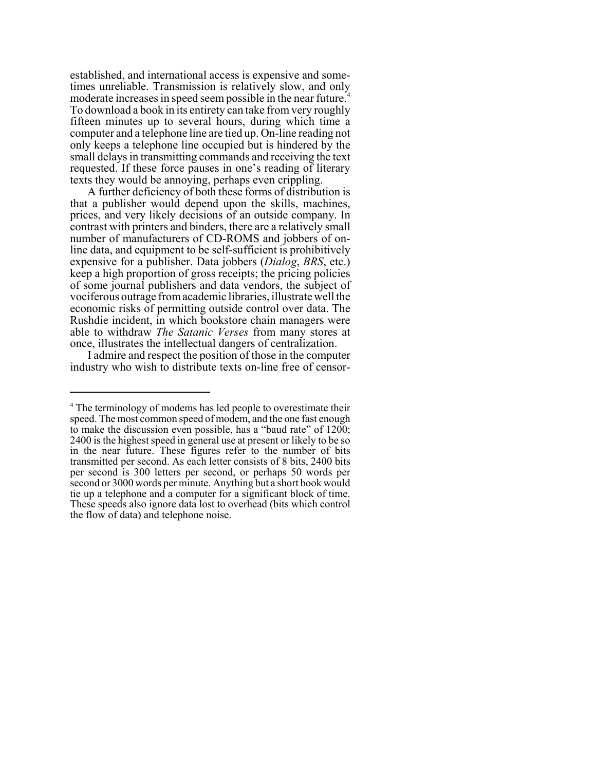established, and international access is expensive and sometimes unreliable. Transmission is relatively slow, and only moderate increases in speed seem possible in the near future.[4] To download a book in its entirety can take from very roughly fifteen minutes up to several hours, during which time a computer and a telephone line are tied up. On-line reading not only keeps a telephone line occupied but is hindered by the small delays in transmitting commands and receiving the text requested. If these force pauses in one's reading of literary texts they would be annoying, perhaps even crippling.

A further deficiency of both these forms of distribution is that a publisher would depend upon the skills, machines, prices, and very likely decisions of an outside company. In contrast with printers and binders, there are a relatively small number of manufacturers of CD-ROMS and jobbers of on-line data, and equipment to be self-sufficient is prohibitively expensive for a publisher. Data jobbers (*Dialog*, *BRS*, etc.) keep a high proportion of gross receipts; the pricing policies of some journal publishers and data vendors, the subject of vociferous outrage from academic libraries, illustrate well the economic risks of permitting outside control over data. The Rushdie incident, in which bookstore chain managers were able to withdraw *The Satanic Verses* from many stores at once, illustrates the intellectual dangers of centralization.

I admire and respect the position of those in the computer industry who wish to distribute texts on-line free of censor-

---

[4] The terminology of modems has led people to overestimate their speed. The most common speed of modem, and the one fast enough to make the discussion even possible, has a "baud rate" of 1200; 2400 is the highest speed in general use at present or likely to be so in the near future. These figures refer to the number of bits transmitted per second. As each letter consists of 8 bits, 2400 bits per second is 300 letters per second, or perhaps 50 words per second or 3000 words per minute. Anything but a short book would tie up a telephone and a computer for a significant block of time. These speeds also ignore data lost to overhead (bits which control the flow of data) and telephone noise.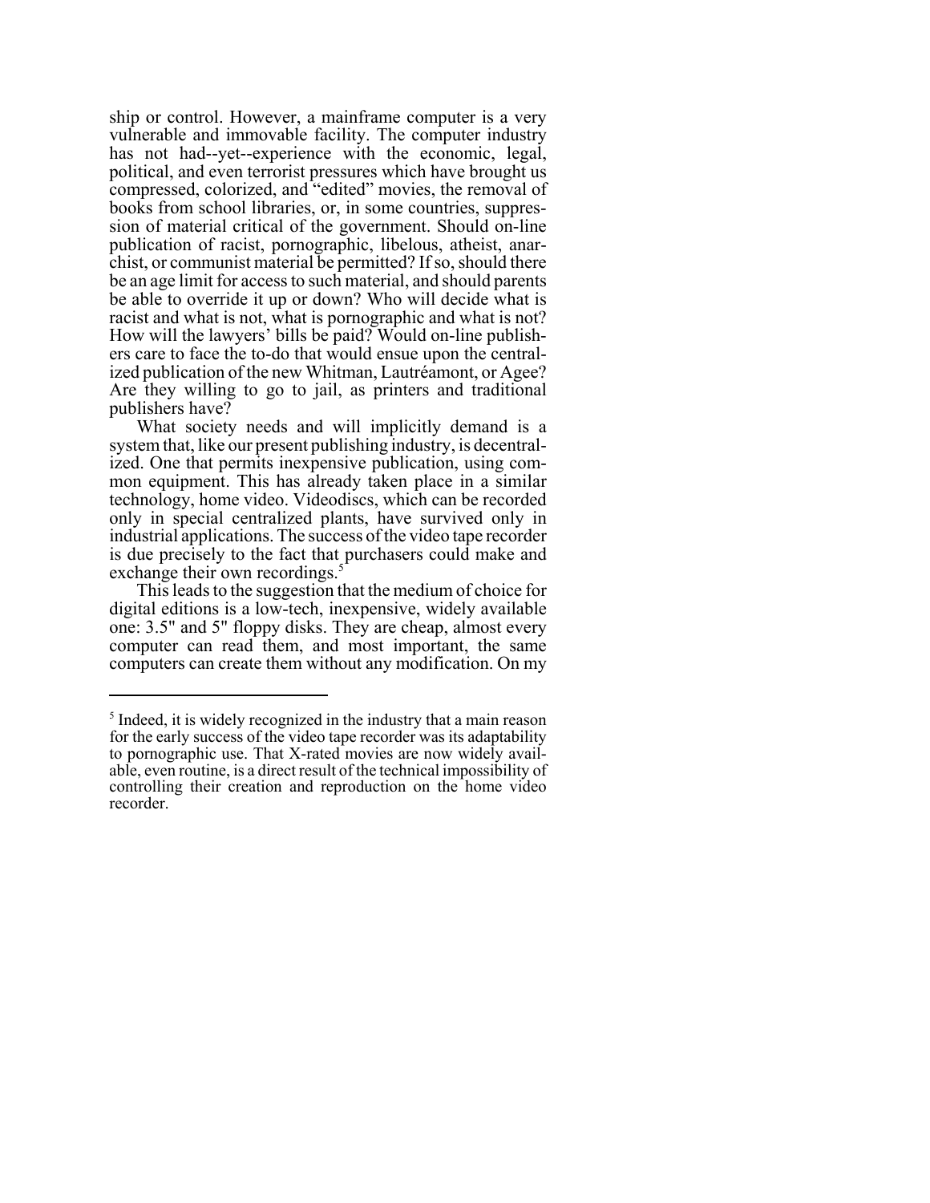ship or control. However, a mainframe computer is a very vulnerable and immovable facility. The computer industry has not had--yet--experience with the economic, legal, political, and even terrorist pressures which have brought us compressed, colorized, and "edited" movies, the removal of books from school libraries, or, in some countries, suppression of material critical of the government. Should on-line publication of racist, pornographic, libelous, atheist, anarchist, or communist material be permitted? If so, should there be an age limit for access to such material, and should parents be able to override it up or down? Who will decide what is racist and what is not, what is pornographic and what is not? How will the lawyers' bills be paid? Would on-line publishers care to face the to-do that would ensue upon the centralized publication of the new Whitman, Lautréamont, or Agee? Are they willing to go to jail, as printers and traditional publishers have?

What society needs and will implicitly demand is a system that, like our present publishing industry, is decentralized. One that permits inexpensive publication, using common equipment. This has already taken place in a similar technology, home video. Videodiscs, which can be recorded only in special centralized plants, have survived only in industrial applications. The success of the video tape recorder is due precisely to the fact that purchasers could make and exchange their own recordings.[5]

This leads to the suggestion that the medium of choice for digital editions is a low-tech, inexpensive, widely available one: 3.5" and 5" floppy disks. They are cheap, almost every computer can read them, and most important, the same computers can create them without any modification. On my

---

[5] Indeed, it is widely recognized in the industry that a main reason for the early success of the video tape recorder was its adaptability to pornographic use. That X-rated movies are now widely available, even routine, is a direct result of the technical impossibility of controlling their creation and reproduction on the home video recorder.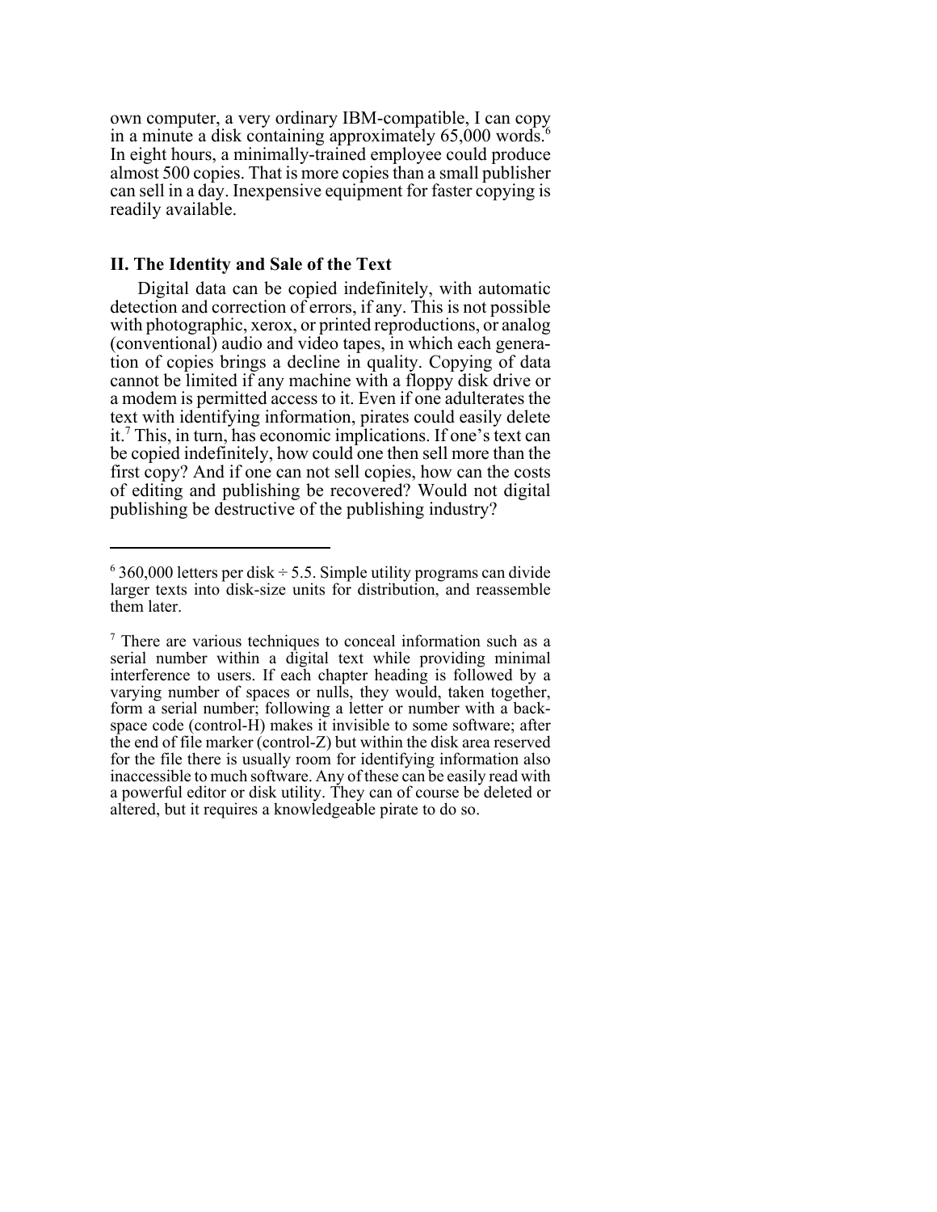own computer, a very ordinary IBM-compatible, I can copy in a minute a disk containing approximately 65,000 words.[6] In eight hours, a minimally-trained employee could produce almost 500 copies. That is more copies than a small publisher can sell in a day. Inexpensive equipment for faster copying is readily available.

## II. The Identity and Sale of the Text

Digital data can be copied indefinitely, with automatic detection and correction of errors, if any. This is not possible with photographic, xerox, or printed reproductions, or analog (conventional) audio and video tapes, in which each generation of copies brings a decline in quality. Copying of data cannot be limited if any machine with a floppy disk drive or a modem is permitted access to it. Even if one adulterates the text with identifying information, pirates could easily delete it.[7] This, in turn, has economic implications. If one's text can be copied indefinitely, how could one then sell more than the first copy? And if one can not sell copies, how can the costs of editing and publishing be recovered? Would not digital publishing be destructive of the publishing industry?

---

[6] 360,000 letters per disk ÷ 5.5. Simple utility programs can divide larger texts into disk-size units for distribution, and reassemble them later.

[7] There are various techniques to conceal information such as a serial number within a digital text while providing minimal interference to users. If each chapter heading is followed by a varying number of spaces or nulls, they would, taken together, form a serial number; following a letter or number with a backspace code (control-H) makes it invisible to some software; after the end of file marker (control-Z) but within the disk area reserved for the file there is usually room for identifying information also inaccessible to much software. Any of these can be easily read with a powerful editor or disk utility. They can of course be deleted or altered, but it requires a knowledgeable pirate to do so.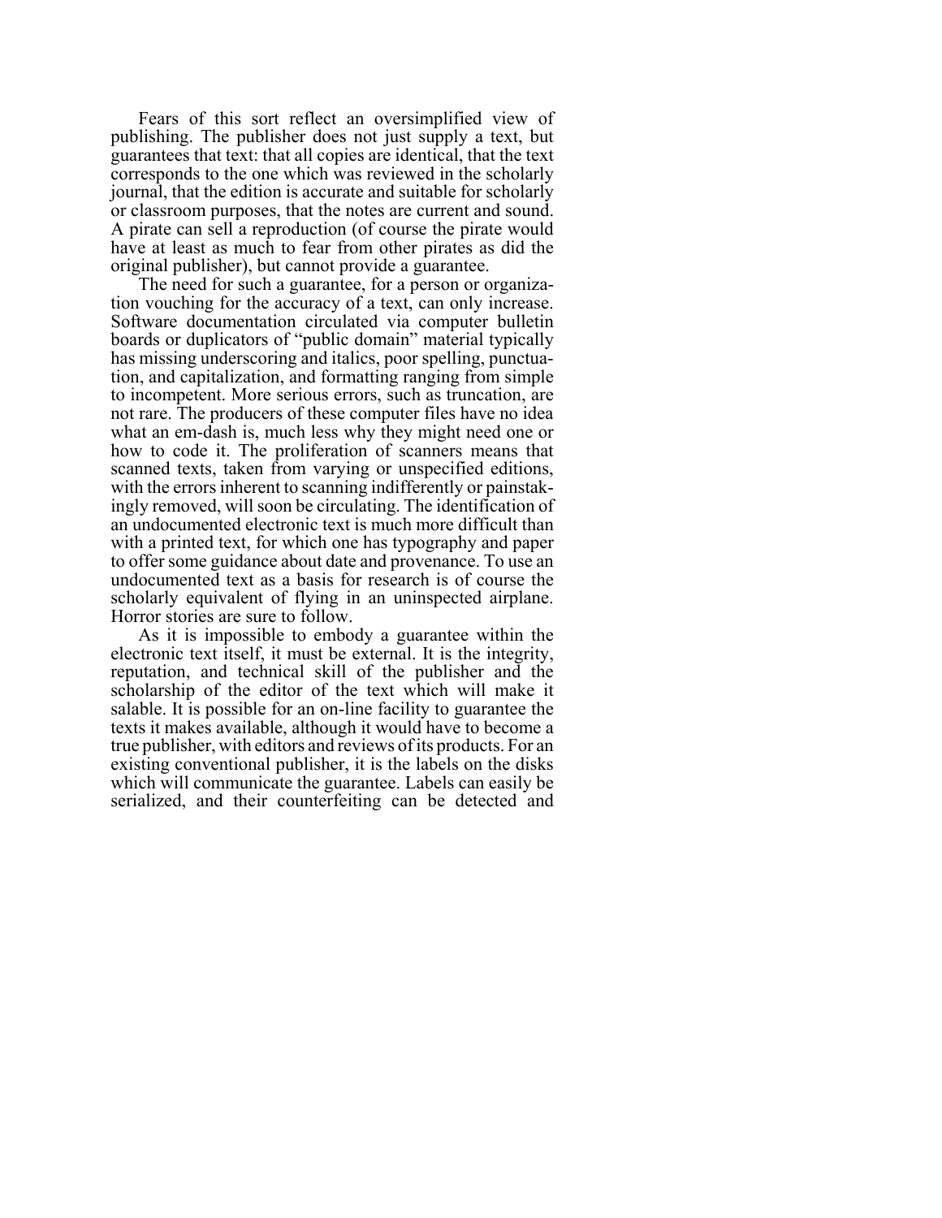Fears of this sort reflect an oversimplified view of publishing. The publisher does not just supply a text, but guarantees that text: that all copies are identical, that the text corresponds to the one which was reviewed in the scholarly journal, that the edition is accurate and suitable for scholarly or classroom purposes, that the notes are current and sound. A pirate can sell a reproduction (of course the pirate would have at least as much to fear from other pirates as did the original publisher), but cannot provide a guarantee.

The need for such a guarantee, for a person or organization vouching for the accuracy of a text, can only increase. Software documentation circulated via computer bulletin boards or duplicators of "public domain" material typically has missing underscoring and italics, poor spelling, punctuation, and capitalization, and formatting ranging from simple to incompetent. More serious errors, such as truncation, are not rare. The producers of these computer files have no idea what an em-dash is, much less why they might need one or how to code it. The proliferation of scanners means that scanned texts, taken from varying or unspecified editions, with the errors inherent to scanning indifferently or painstakingly removed, will soon be circulating. The identification of an undocumented electronic text is much more difficult than with a printed text, for which one has typography and paper to offer some guidance about date and provenance. To use an undocumented text as a basis for research is of course the scholarly equivalent of flying in an uninspected airplane. Horror stories are sure to follow.

As it is impossible to embody a guarantee within the electronic text itself, it must be external. It is the integrity, reputation, and technical skill of the publisher and the scholarship of the editor of the text which will make it salable. It is possible for an on-line facility to guarantee the texts it makes available, although it would have to become a true publisher, with editors and reviews of its products. For an existing conventional publisher, it is the labels on the disks which will communicate the guarantee. Labels can easily be serialized, and their counterfeiting can be detected and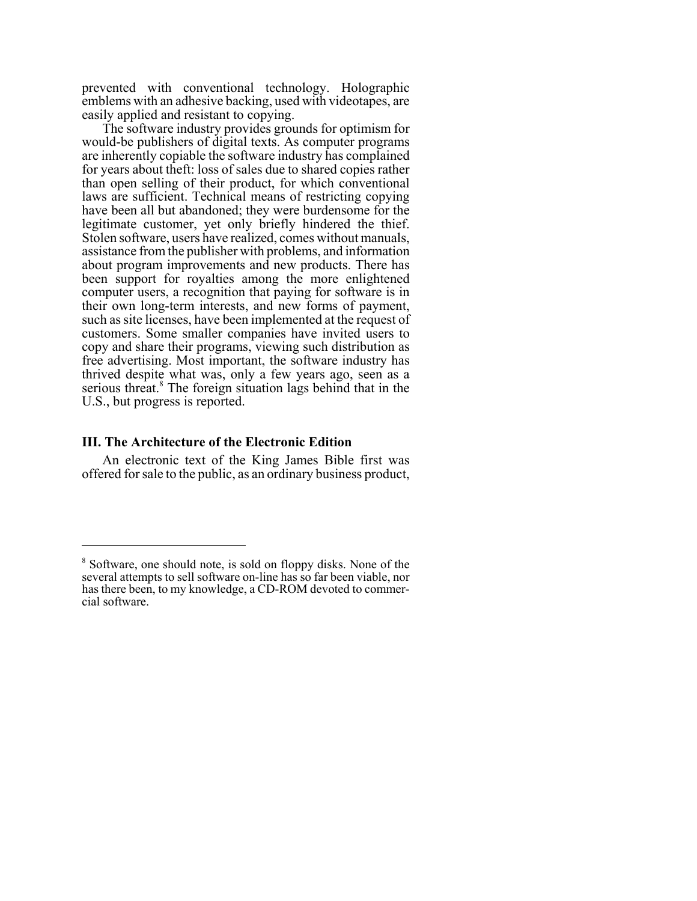prevented with conventional technology. Holographic emblems with an adhesive backing, used with videotapes, are easily applied and resistant to copying.

The software industry provides grounds for optimism for would-be publishers of digital texts. As computer programs are inherently copiable the software industry has complained for years about theft: loss of sales due to shared copies rather than open selling of their product, for which conventional laws are sufficient. Technical means of restricting copying have been all but abandoned; they were burdensome for the legitimate customer, yet only briefly hindered the thief. Stolen software, users have realized, comes without manuals, assistance from the publisher with problems, and information about program improvements and new products. There has been support for royalties among the more enlightened computer users, a recognition that paying for software is in their own long-term interests, and new forms of payment, such as site licenses, have been implemented at the request of customers. Some smaller companies have invited users to copy and share their programs, viewing such distribution as free advertising. Most important, the software industry has thrived despite what was, only a few years ago, seen as a serious threat.[8] The foreign situation lags behind that in the U.S., but progress is reported.

### III. The Architecture of the Electronic Edition

An electronic text of the King James Bible first was offered for sale to the public, as an ordinary business product,

---

[8] Software, one should note, is sold on floppy disks. None of the several attempts to sell software on-line has so far been viable, nor has there been, to my knowledge, a CD-ROM devoted to commercial software.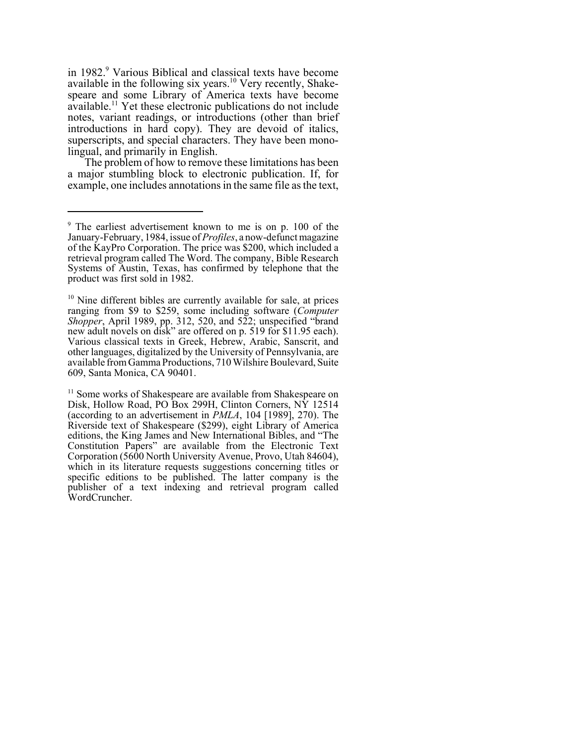in 1982.[9] Various Biblical and classical texts have become available in the following six years.[10] Very recently, Shakespeare and some Library of America texts have become available.[11] Yet these electronic publications do not include notes, variant readings, or introductions (other than brief introductions in hard copy). They are devoid of italics, superscripts, and special characters. They have been monolingual, and primarily in English.

The problem of how to remove these limitations has been a major stumbling block to electronic publication. If, for example, one includes annotations in the same file as the text,

---

[9] The earliest advertisement known to me is on p. 100 of the January-February, 1984, issue of *Profiles*, a now-defunct magazine of the KayPro Corporation. The price was $200, which included a retrieval program called The Word. The company, Bible Research Systems of Austin, Texas, has confirmed by telephone that the product was first sold in 1982.

[10] Nine different bibles are currently available for sale, at prices ranging from $9 to $259, some including software (*Computer Shopper*, April 1989, pp. 312, 520, and 522; unspecified "brand new adult novels on disk" are offered on p. 519 for $11.95 each). Various classical texts in Greek, Hebrew, Arabic, Sanscrit, and other languages, digitalized by the University of Pennsylvania, are available from Gamma Productions, 710 Wilshire Boulevard, Suite 609, Santa Monica, CA 90401.

[11] Some works of Shakespeare are available from Shakespeare on Disk, Hollow Road, PO Box 299H, Clinton Corners, NY 12514 (according to an advertisement in *PMLA*, 104 [1989], 270). The Riverside text of Shakespeare ($299), eight Library of America editions, the King James and New International Bibles, and "The Constitution Papers" are available from the Electronic Text Corporation (5600 North University Avenue, Provo, Utah 84604), which in its literature requests suggestions concerning titles or specific editions to be published. The latter company is the publisher of a text indexing and retrieval program called WordCruncher.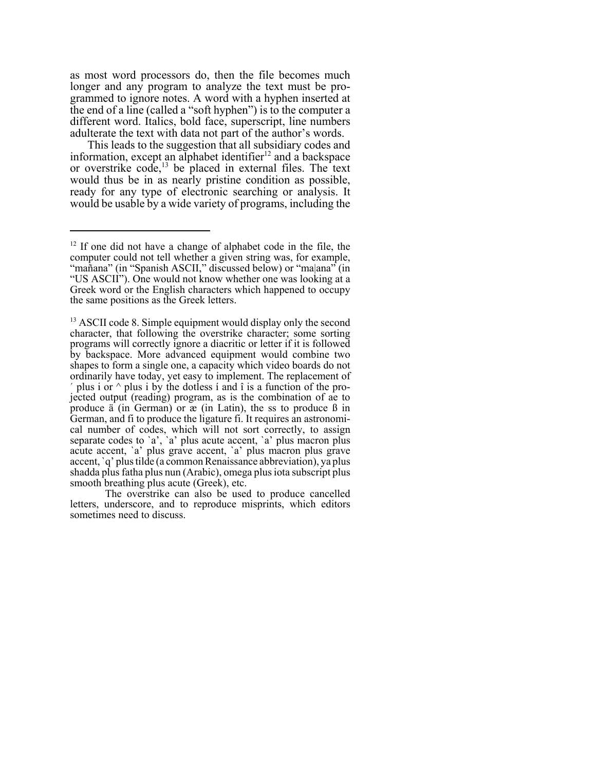as most word processors do, then the file becomes much longer and any program to analyze the text must be programmed to ignore notes. A word with a hyphen inserted at the end of a line (called a "soft hyphen") is to the computer a different word. Italics, bold face, superscript, line numbers adulterate the text with data not part of the author's words.

This leads to the suggestion that all subsidiary codes and information, except an alphabet identifier[12] and a backspace or overstrike code,[13] be placed in external files. The text would thus be in as nearly pristine condition as possible, ready for any type of electronic searching or analysis. It would be usable by a wide variety of programs, including the

---

[12] If one did not have a change of alphabet code in the file, the computer could not tell whether a given string was, for example, "mañana" (in "Spanish ASCII," discussed below) or "ma|ana" (in "US ASCII"). One would not know whether one was looking at a Greek word or the English characters which happened to occupy the same positions as the Greek letters.

[13] ASCII code 8. Simple equipment would display only the second character, that following the overstrike character; some sorting programs will correctly ignore a diacritic or letter if it is followed by backspace. More advanced equipment would combine two shapes to form a single one, a capacity which video boards do not ordinarily have today, yet easy to implement. The replacement of ´ plus i or ^ plus i by the dotless í and î is a function of the projected output (reading) program, as is the combination of ae to produce ä (in German) or æ (in Latin), the ss to produce ß in German, and fi to produce the ligature fi. It requires an astronomical number of codes, which will not sort correctly, to assign separate codes to `a', `a' plus acute accent, `a' plus macron plus acute accent, `a' plus grave accent, `a' plus macron plus grave accent, `q' plus tilde (a common Renaissance abbreviation), ya plus shadda plus fatha plus nun (Arabic), omega plus iota subscript plus smooth breathing plus acute (Greek), etc.

The overstrike can also be used to produce cancelled letters, underscore, and to reproduce misprints, which editors sometimes need to discuss.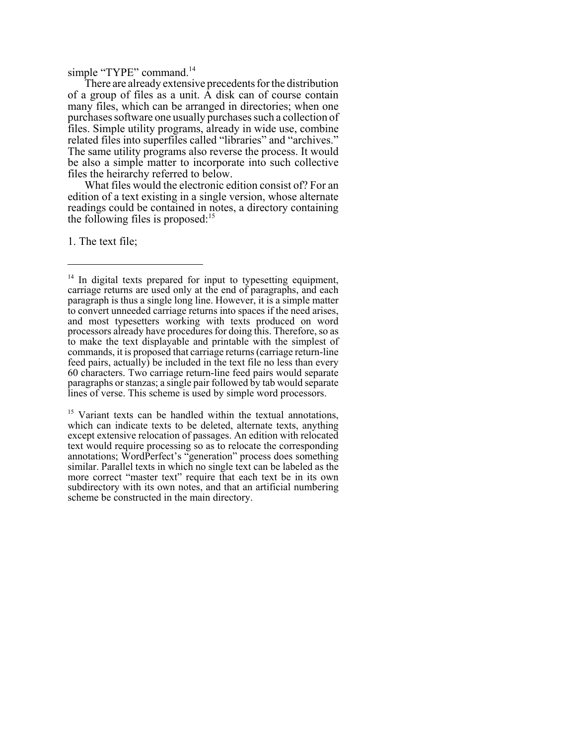simple “TYPE” command.[14]

There are already extensive precedents for the distribution of a group of files as a unit. A disk can of course contain many files, which can be arranged in directories; when one purchases software one usually purchases such a collection of files. Simple utility programs, already in wide use, combine related files into superfiles called “libraries” and “archives.” The same utility programs also reverse the process. It would be also a simple matter to incorporate into such collective files the heirarchy referred to below.

What files would the electronic edition consist of? For an edition of a text existing in a single version, whose alternate readings could be contained in notes, a directory containing the following files is proposed:[15]

1. The text file;

---

[14] In digital texts prepared for input to typesetting equipment, carriage returns are used only at the end of paragraphs, and each paragraph is thus a single long line. However, it is a simple matter to convert unneeded carriage returns into spaces if the need arises, and most typesetters working with texts produced on word processors already have procedures for doing this. Therefore, so as to make the text displayable and printable with the simplest of commands, it is proposed that carriage returns (carriage return-line feed pairs, actually) be included in the text file no less than every 60 characters. Two carriage return-line feed pairs would separate paragraphs or stanzas; a single pair followed by tab would separate lines of verse. This scheme is used by simple word processors.

[15] Variant texts can be handled within the textual annotations, which can indicate texts to be deleted, alternate texts, anything except extensive relocation of passages. An edition with relocated text would require processing so as to relocate the corresponding annotations; WordPerfect’s “generation” process does something similar. Parallel texts in which no single text can be labeled as the more correct “master text” require that each text be in its own subdirectory with its own notes, and that an artificial numbering scheme be constructed in the main directory.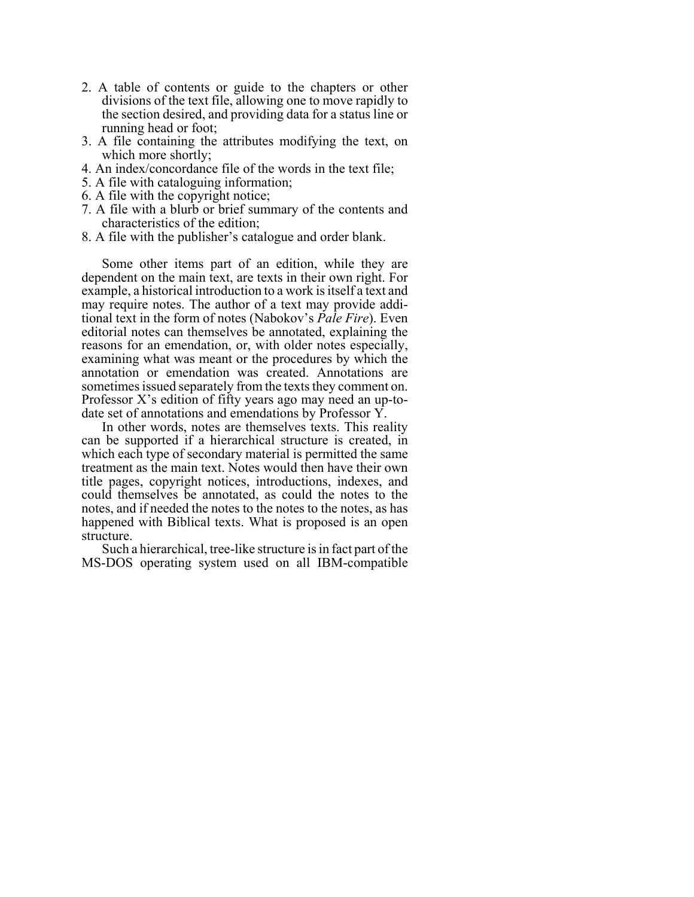2. A table of contents or guide to the chapters or other divisions of the text file, allowing one to move rapidly to the section desired, and providing data for a status line or running head or foot;
3. A file containing the attributes modifying the text, on which more shortly;
4. An index/concordance file of the words in the text file;
5. A file with cataloguing information;
6. A file with the copyright notice;
7. A file with a blurb or brief summary of the contents and characteristics of the edition;
8. A file with the publisher's catalogue and order blank.

Some other items part of an edition, while they are dependent on the main text, are texts in their own right. For example, a historical introduction to a work is itself a text and may require notes. The author of a text may provide additional text in the form of notes (Nabokov's *Pale Fire*). Even editorial notes can themselves be annotated, explaining the reasons for an emendation, or, with older notes especially, examining what was meant or the procedures by which the annotation or emendation was created. Annotations are sometimes issued separately from the texts they comment on. Professor X's edition of fifty years ago may need an up-to-date set of annotations and emendations by Professor Y.

In other words, notes are themselves texts. This reality can be supported if a hierarchical structure is created, in which each type of secondary material is permitted the same treatment as the main text. Notes would then have their own title pages, copyright notices, introductions, indexes, and could themselves be annotated, as could the notes to the notes, and if needed the notes to the notes to the notes, as has happened with Biblical texts. What is proposed is an open structure.

Such a hierarchical, tree-like structure is in fact part of the MS-DOS operating system used on all IBM-compatible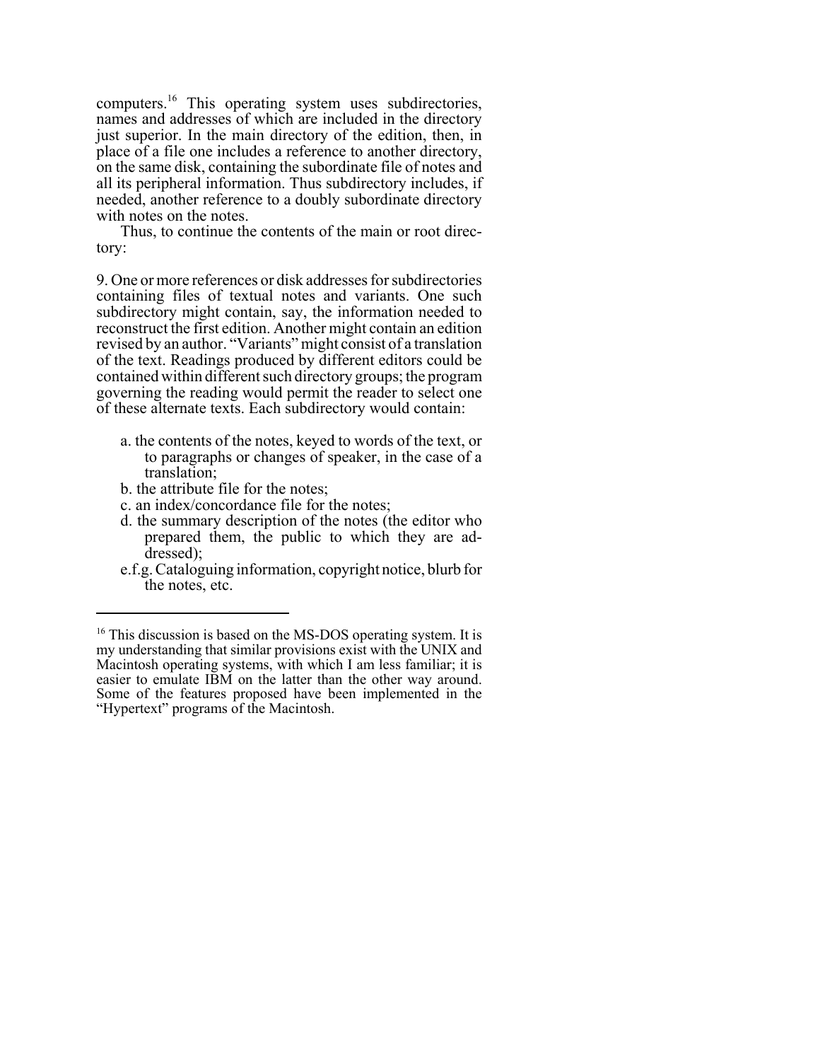computers.[16] This operating system uses subdirectories, names and addresses of which are included in the directory just superior. In the main directory of the edition, then, in place of a file one includes a reference to another directory, on the same disk, containing the subordinate file of notes and all its peripheral information. Thus subdirectory includes, if needed, another reference to a doubly subordinate directory with notes on the notes.

Thus, to continue the contents of the main or root directory:

9. One or more references or disk addresses for subdirectories containing files of textual notes and variants. One such subdirectory might contain, say, the information needed to reconstruct the first edition. Another might contain an edition revised by an author. "Variants" might consist of a translation of the text. Readings produced by different editors could be contained within different such directory groups; the program governing the reading would permit the reader to select one of these alternate texts. Each subdirectory would contain:

   a. the contents of the notes, keyed to words of the text, or to paragraphs or changes of speaker, in the case of a translation;
   b. the attribute file for the notes;
   c. an index/concordance file for the notes;
   d. the summary description of the notes (the editor who prepared them, the public to which they are addressed);
   e.f.g. Cataloguing information, copyright notice, blurb for the notes, etc.

---

[16] This discussion is based on the MS-DOS operating system. It is my understanding that similar provisions exist with the UNIX and Macintosh operating systems, with which I am less familiar; it is easier to emulate IBM on the latter than the other way around. Some of the features proposed have been implemented in the "Hypertext" programs of the Macintosh.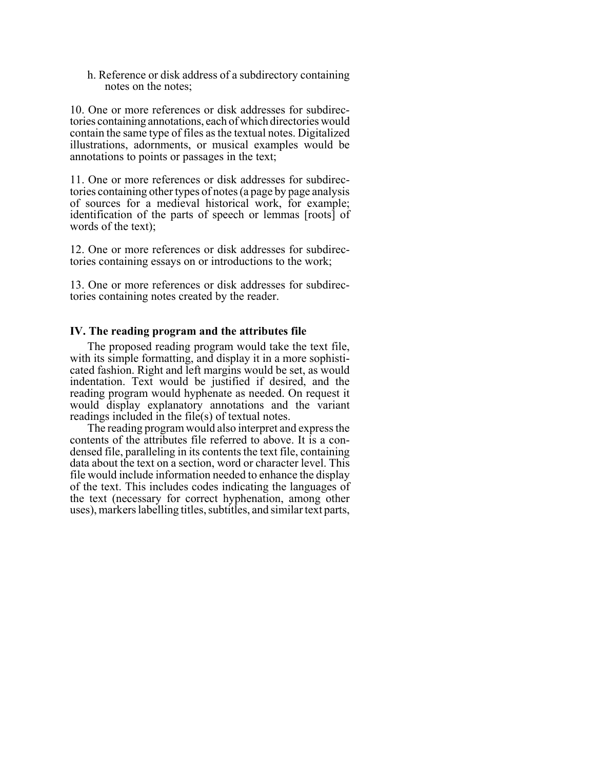h. Reference or disk address of a subdirectory containing notes on the notes;

10. One or more references or disk addresses for subdirectories containing annotations, each of which directories would contain the same type of files as the textual notes. Digitalized illustrations, adornments, or musical examples would be annotations to points or passages in the text;

11. One or more references or disk addresses for subdirectories containing other types of notes (a page by page analysis of sources for a medieval historical work, for example; identification of the parts of speech or lemmas [roots] of words of the text);

12. One or more references or disk addresses for subdirectories containing essays on or introductions to the work;

13. One or more references or disk addresses for subdirectories containing notes created by the reader.

### IV. The reading program and the attributes file

The proposed reading program would take the text file, with its simple formatting, and display it in a more sophisticated fashion. Right and left margins would be set, as would indentation. Text would be justified if desired, and the reading program would hyphenate as needed. On request it would display explanatory annotations and the variant readings included in the file(s) of textual notes.

The reading program would also interpret and express the contents of the attributes file referred to above. It is a condensed file, paralleling in its contents the text file, containing data about the text on a section, word or character level. This file would include information needed to enhance the display of the text. This includes codes indicating the languages of the text (necessary for correct hyphenation, among other uses), markers labelling titles, subtitles, and similar text parts,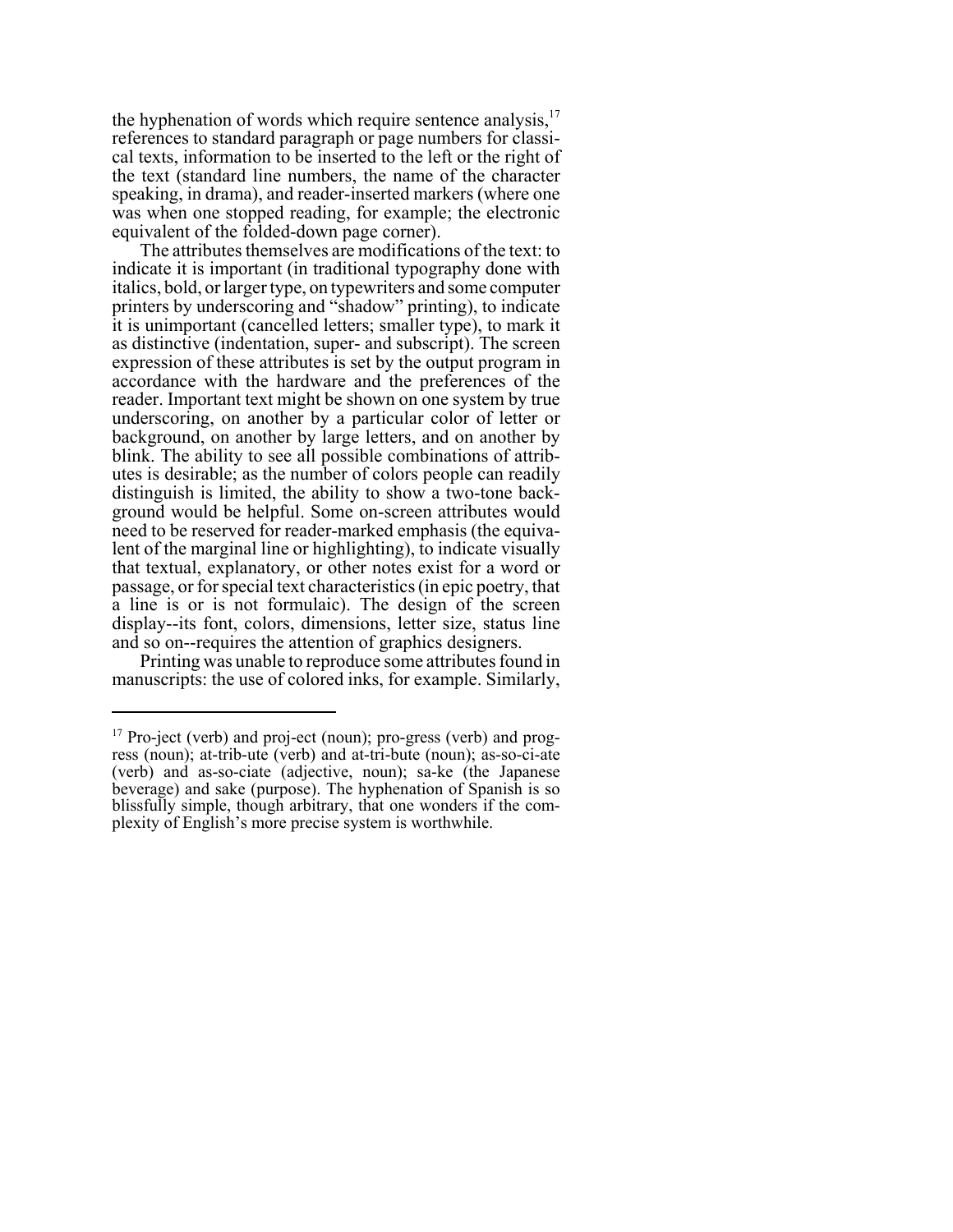the hyphenation of words which require sentence analysis,[17] references to standard paragraph or page numbers for classical texts, information to be inserted to the left or the right of the text (standard line numbers, the name of the character speaking, in drama), and reader-inserted markers (where one was when one stopped reading, for example; the electronic equivalent of the folded-down page corner).

The attributes themselves are modifications of the text: to indicate it is important (in traditional typography done with italics, bold, or larger type, on typewriters and some computer printers by underscoring and "shadow" printing), to indicate it is unimportant (cancelled letters; smaller type), to mark it as distinctive (indentation, super- and subscript). The screen expression of these attributes is set by the output program in accordance with the hardware and the preferences of the reader. Important text might be shown on one system by true underscoring, on another by a particular color of letter or background, on another by large letters, and on another by blink. The ability to see all possible combinations of attributes is desirable; as the number of colors people can readily distinguish is limited, the ability to show a two-tone background would be helpful. Some on-screen attributes would need to be reserved for reader-marked emphasis (the equivalent of the marginal line or highlighting), to indicate visually that textual, explanatory, or other notes exist for a word or passage, or for special text characteristics (in epic poetry, that a line is or is not formulaic). The design of the screen display--its font, colors, dimensions, letter size, status line and so on--requires the attention of graphics designers.

Printing was unable to reproduce some attributes found in manuscripts: the use of colored inks, for example. Similarly,

---

[17] Pro-ject (verb) and proj-ect (noun); pro-gress (verb) and prog-ress (noun); at-trib-ute (verb) and at-tri-bute (noun); as-so-ci-ate (verb) and as-so-ciate (adjective, noun); sa-ke (the Japanese beverage) and sake (purpose). The hyphenation of Spanish is so blissfully simple, though arbitrary, that one wonders if the complexity of English's more precise system is worthwhile.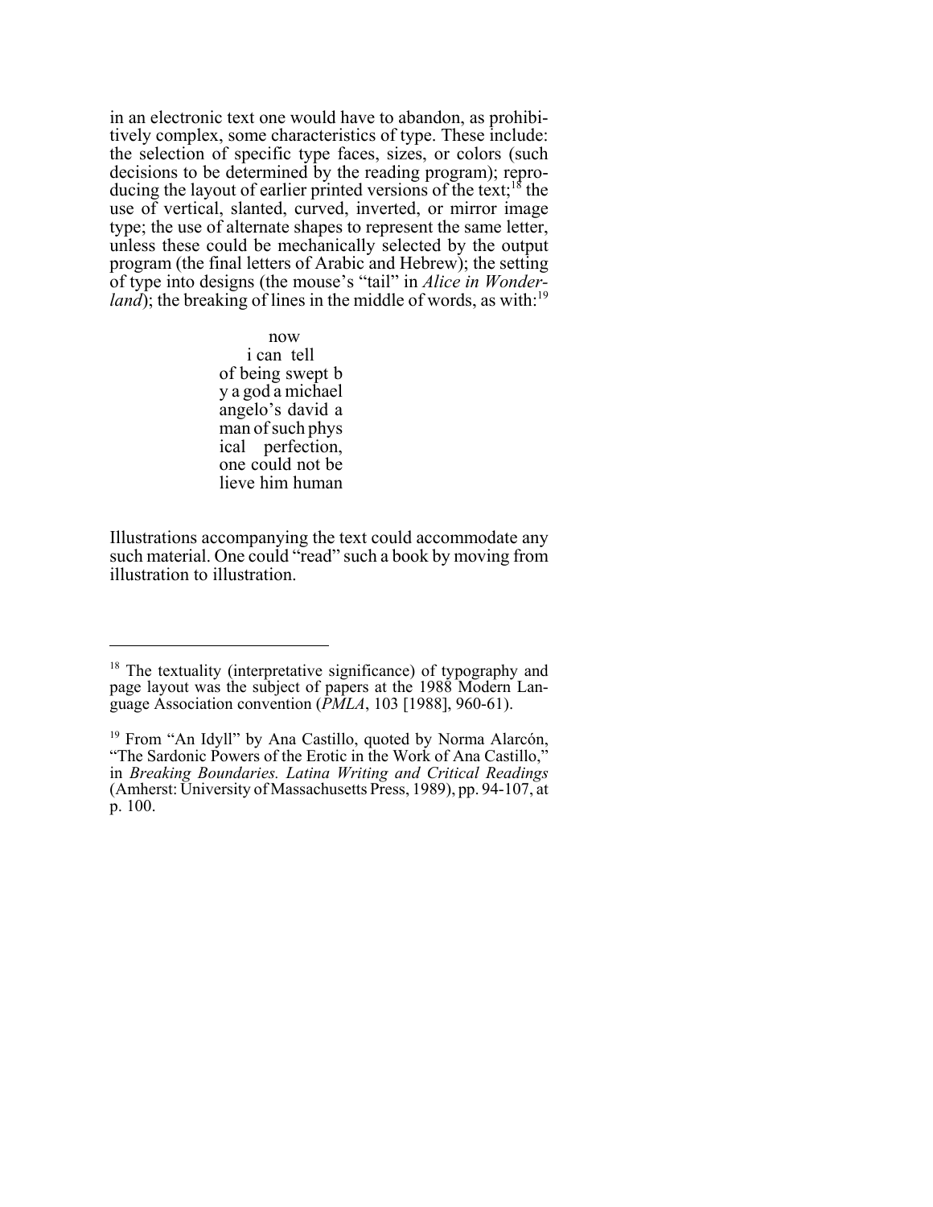in an electronic text one would have to abandon, as prohibitively complex, some characteristics of type. These include: the selection of specific type faces, sizes, or colors (such decisions to be determined by the reading program); reproducing the layout of earlier printed versions of the text;[18] the use of vertical, slanted, curved, inverted, or mirror image type; the use of alternate shapes to represent the same letter, unless these could be mechanically selected by the output program (the final letters of Arabic and Hebrew); the setting of type into designs (the mouse's "tail" in *Alice in Wonderland*); the breaking of lines in the middle of words, as with:[19]

```
      now
   i can  tell
of being swept b
y a god a michael
angelo's david a
man of such phys
ical   perfection,
one could not be
lieve him human
```

Illustrations accompanying the text could accommodate any such material. One could "read" such a book by moving from illustration to illustration.

---

[18] The textuality (interpretative significance) of typography and page layout was the subject of papers at the 1988 Modern Language Association convention (*PMLA*, 103 [1988], 960-61).

[19] From "An Idyll" by Ana Castillo, quoted by Norma Alarcón, "The Sardonic Powers of the Erotic in the Work of Ana Castillo," in *Breaking Boundaries. Latina Writing and Critical Readings* (Amherst: University of Massachusetts Press, 1989), pp. 94-107, at p. 100.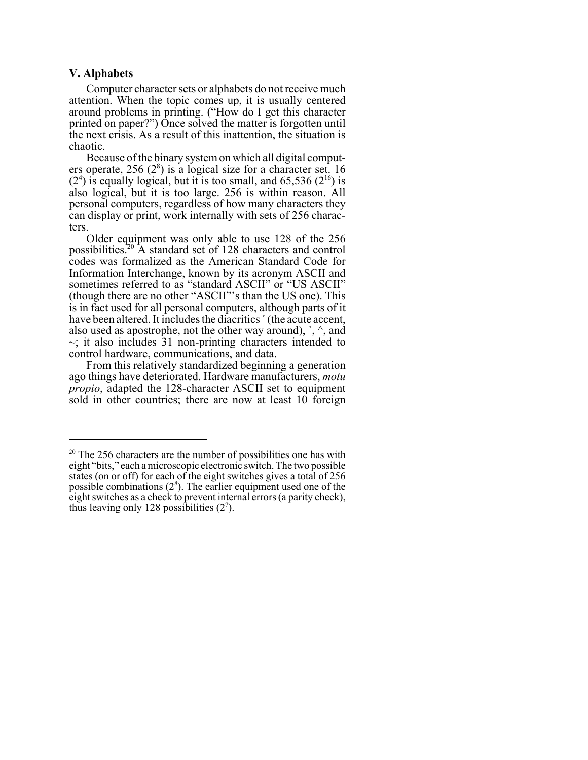## V. Alphabets

Computer character sets or alphabets do not receive much attention. When the topic comes up, it is usually centered around problems in printing. ("How do I get this character printed on paper?") Once solved the matter is forgotten until the next crisis. As a result of this inattention, the situation is chaotic.

Because of the binary system on which all digital computers operate, 256 ($2^8$) is a logical size for a character set. 16 ($2^4$) is equally logical, but it is too small, and 65,536 ($2^{16}$) is also logical, but it is too large. 256 is within reason. All personal computers, regardless of how many characters they can display or print, work internally with sets of 256 characters.

Older equipment was only able to use 128 of the 256 possibilities.[20] A standard set of 128 characters and control codes was formalized as the American Standard Code for Information Interchange, known by its acronym ASCII and sometimes referred to as "standard ASCII" or "US ASCII" (though there are no other "ASCII"'s than the US one). This is in fact used for all personal computers, although parts of it have been altered. It includes the diacritics ´ (the acute accent, also used as apostrophe, not the other way around), `, ^, and ~; it also includes 31 non-printing characters intended to control hardware, communications, and data.

From this relatively standardized beginning a generation ago things have deteriorated. Hardware manufacturers, *motu propio*, adapted the 128-character ASCII set to equipment sold in other countries; there are now at least 10 foreign

---

[20] The 256 characters are the number of possibilities one has with eight "bits," each a microscopic electronic switch. The two possible states (on or off) for each of the eight switches gives a total of 256 possible combinations ($2^8$). The earlier equipment used one of the eight switches as a check to prevent internal errors (a parity check), thus leaving only 128 possibilities ($2^7$).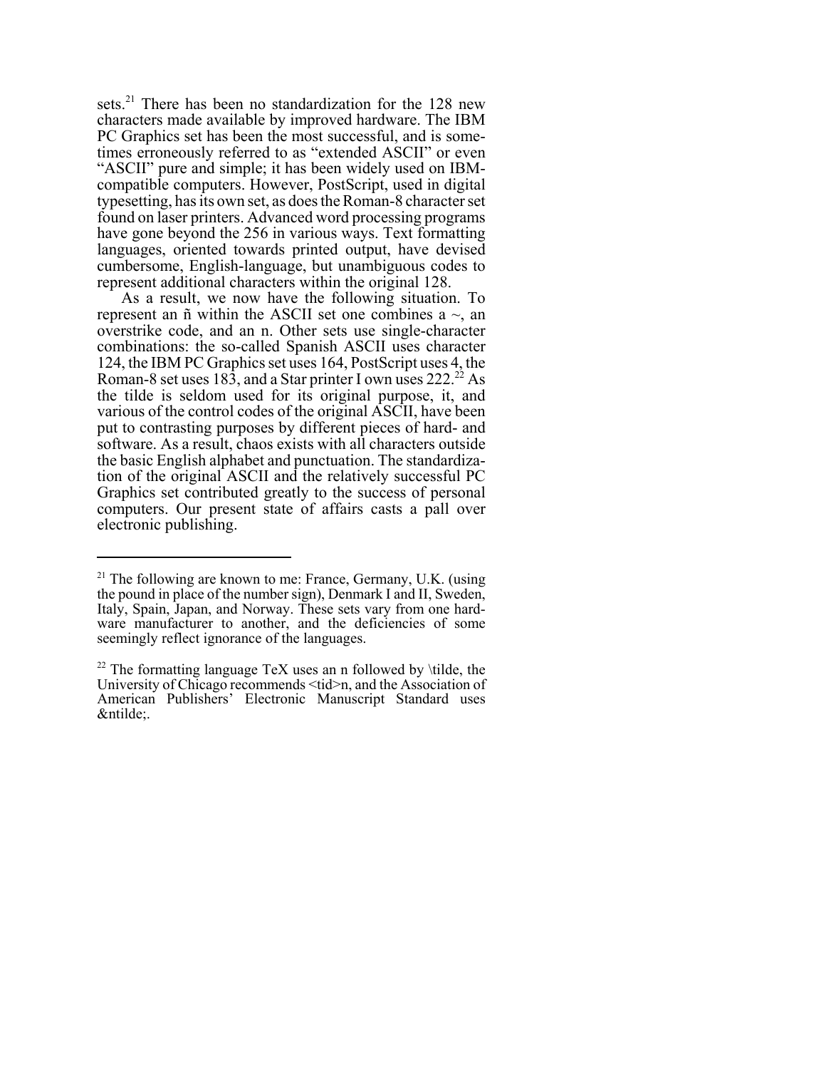sets.[21] There has been no standardization for the 128 new characters made available by improved hardware. The IBM PC Graphics set has been the most successful, and is sometimes erroneously referred to as "extended ASCII" or even "ASCII" pure and simple; it has been widely used on IBM-compatible computers. However, PostScript, used in digital typesetting, has its own set, as does the Roman-8 character set found on laser printers. Advanced word processing programs have gone beyond the 256 in various ways. Text formatting languages, oriented towards printed output, have devised cumbersome, English-language, but unambiguous codes to represent additional characters within the original 128.

As a result, we now have the following situation. To represent an ñ within the ASCII set one combines a ~, an overstrike code, and an n. Other sets use single-character combinations: the so-called Spanish ASCII uses character 124, the IBM PC Graphics set uses 164, PostScript uses 4, the Roman-8 set uses 183, and a Star printer I own uses 222.[22] As the tilde is seldom used for its original purpose, it, and various of the control codes of the original ASCII, have been put to contrasting purposes by different pieces of hard- and software. As a result, chaos exists with all characters outside the basic English alphabet and punctuation. The standardization of the original ASCII and the relatively successful PC Graphics set contributed greatly to the success of personal computers. Our present state of affairs casts a pall over electronic publishing.

---

[21] The following are known to me: France, Germany, U.K. (using the pound in place of the number sign), Denmark I and II, Sweden, Italy, Spain, Japan, and Norway. These sets vary from one hardware manufacturer to another, and the deficiencies of some seemingly reflect ignorance of the languages.

[22] The formatting language TeX uses an n followed by \tilde, the University of Chicago recommends <tid>n, and the Association of American Publishers' Electronic Manuscript Standard uses &ntilde;.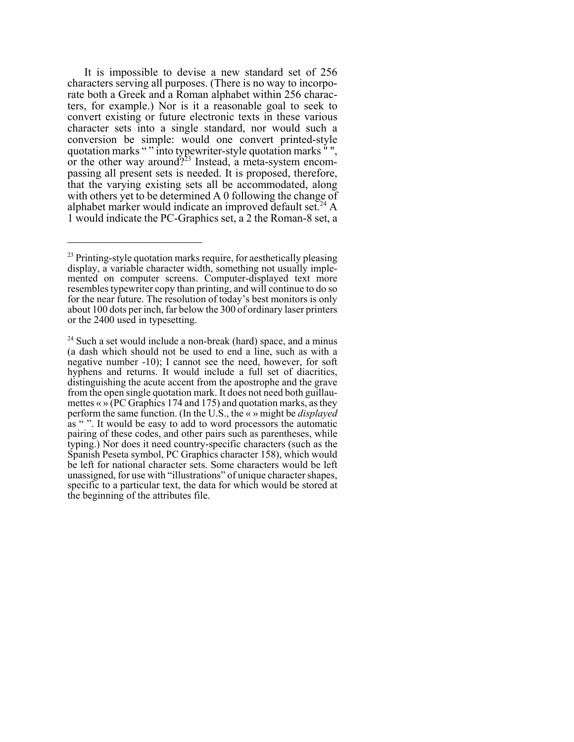It is impossible to devise a new standard set of 256 characters serving all purposes. (There is no way to incorporate both a Greek and a Roman alphabet within 256 characters, for example.) Nor is it a reasonable goal to seek to convert existing or future electronic texts in these various character sets into a single standard, nor would such a conversion be simple: would one convert printed-style quotation marks “ ” into typewriter-style quotation marks " ", or the other way around?[23] Instead, a meta-system encompassing all present sets is needed. It is proposed, therefore, that the varying existing sets all be accommodated, along with others yet to be determined A 0 following the change of alphabet marker would indicate an improved default set.[24] A 1 would indicate the PC-Graphics set, a 2 the Roman-8 set, a

---

[23] Printing-style quotation marks require, for aesthetically pleasing display, a variable character width, something not usually implemented on computer screens. Computer-displayed text more resembles typewriter copy than printing, and will continue to do so for the near future. The resolution of today’s best monitors is only about 100 dots per inch, far below the 300 of ordinary laser printers or the 2400 used in typesetting.

[24] Such a set would include a non-break (hard) space, and a minus (a dash which should not be used to end a line, such as with a negative number -10); I cannot see the need, however, for soft hyphens and returns. It would include a full set of diacritics, distinguishing the acute accent from the apostrophe and the grave from the open single quotation mark. It does not need both guillaumettes « » (PC Graphics 174 and 175) and quotation marks, as they perform the same function. (In the U.S., the « » might be *displayed* as “ ”. It would be easy to add to word processors the automatic pairing of these codes, and other pairs such as parentheses, while typing.) Nor does it need country-specific characters (such as the Spanish Peseta symbol, PC Graphics character 158), which would be left for national character sets. Some characters would be left unassigned, for use with “illustrations” of unique character shapes, specific to a particular text, the data for which would be stored at the beginning of the attributes file.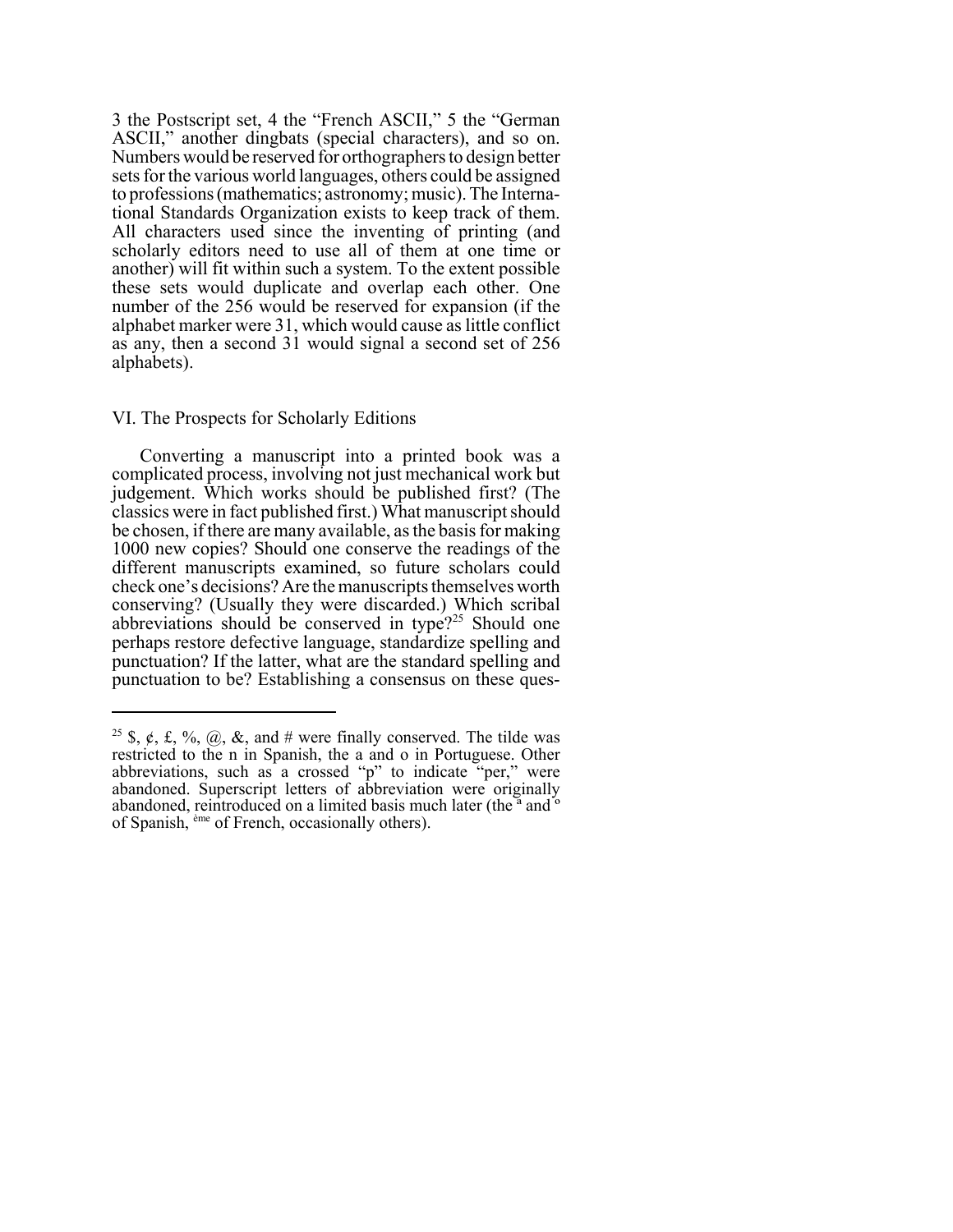3 the Postscript set, 4 the "French ASCII," 5 the "German ASCII," another dingbats (special characters), and so on. Numbers would be reserved for orthographers to design better sets for the various world languages, others could be assigned to professions (mathematics; astronomy; music). The International Standards Organization exists to keep track of them. All characters used since the inventing of printing (and scholarly editors need to use all of them at one time or another) will fit within such a system. To the extent possible these sets would duplicate and overlap each other. One number of the 256 would be reserved for expansion (if the alphabet marker were 31, which would cause as little conflict as any, then a second 31 would signal a second set of 256 alphabets).

## VI. The Prospects for Scholarly Editions

Converting a manuscript into a printed book was a complicated process, involving not just mechanical work but judgement. Which works should be published first? (The classics were in fact published first.) What manuscript should be chosen, if there are many available, as the basis for making 1000 new copies? Should one conserve the readings of the different manuscripts examined, so future scholars could check one's decisions? Are the manuscripts themselves worth conserving? (Usually they were discarded.) Which scribal abbreviations should be conserved in type?[25] Should one perhaps restore defective language, standardize spelling and punctuation? If the latter, what are the standard spelling and punctuation to be? Establishing a consensus on these ques-

---

[25] $, ¢, £, %, @, &, and # were finally conserved. The tilde was restricted to the n in Spanish, the a and o in Portuguese. Other abbreviations, such as a crossed "p" to indicate "per," were abandoned. Superscript letters of abbreviation were originally abandoned, reintroduced on a limited basis much later (the ª and º of Spanish, ème of French, occasionally others).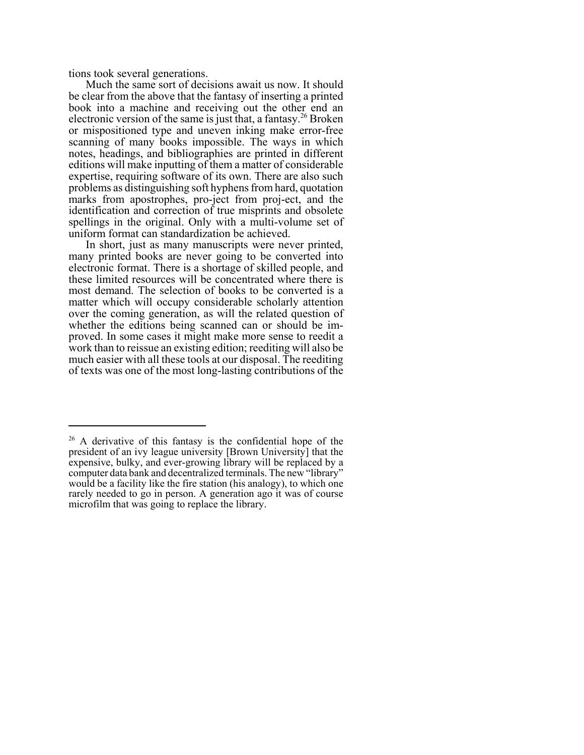tions took several generations.

Much the same sort of decisions await us now. It should be clear from the above that the fantasy of inserting a printed book into a machine and receiving out the other end an electronic version of the same is just that, a fantasy.[26] Broken or mispositioned type and uneven inking make error-free scanning of many books impossible. The ways in which notes, headings, and bibliographies are printed in different editions will make inputting of them a matter of considerable expertise, requiring software of its own. There are also such problems as distinguishing soft hyphens from hard, quotation marks from apostrophes, pro-ject from proj-ect, and the identification and correction of true misprints and obsolete spellings in the original. Only with a multi-volume set of uniform format can standardization be achieved.

In short, just as many manuscripts were never printed, many printed books are never going to be converted into electronic format. There is a shortage of skilled people, and these limited resources will be concentrated where there is most demand. The selection of books to be converted is a matter which will occupy considerable scholarly attention over the coming generation, as will the related question of whether the editions being scanned can or should be improved. In some cases it might make more sense to reedit a work than to reissue an existing edition; reediting will also be much easier with all these tools at our disposal. The reediting of texts was one of the most long-lasting contributions of the

---

[26] A derivative of this fantasy is the confidential hope of the president of an ivy league university [Brown University] that the expensive, bulky, and ever-growing library will be replaced by a computer data bank and decentralized terminals. The new "library" would be a facility like the fire station (his analogy), to which one rarely needed to go in person. A generation ago it was of course microfilm that was going to replace the library.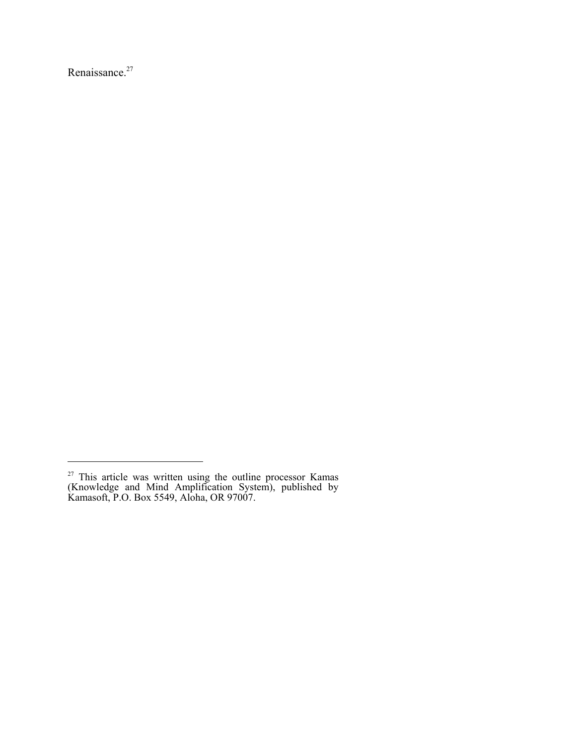Renaissance.[27]

[27] This article was written using the outline processor Kamas (Knowledge and Mind Amplification System), published by Kamasoft, P.O. Box 5549, Aloha, OR 97007.